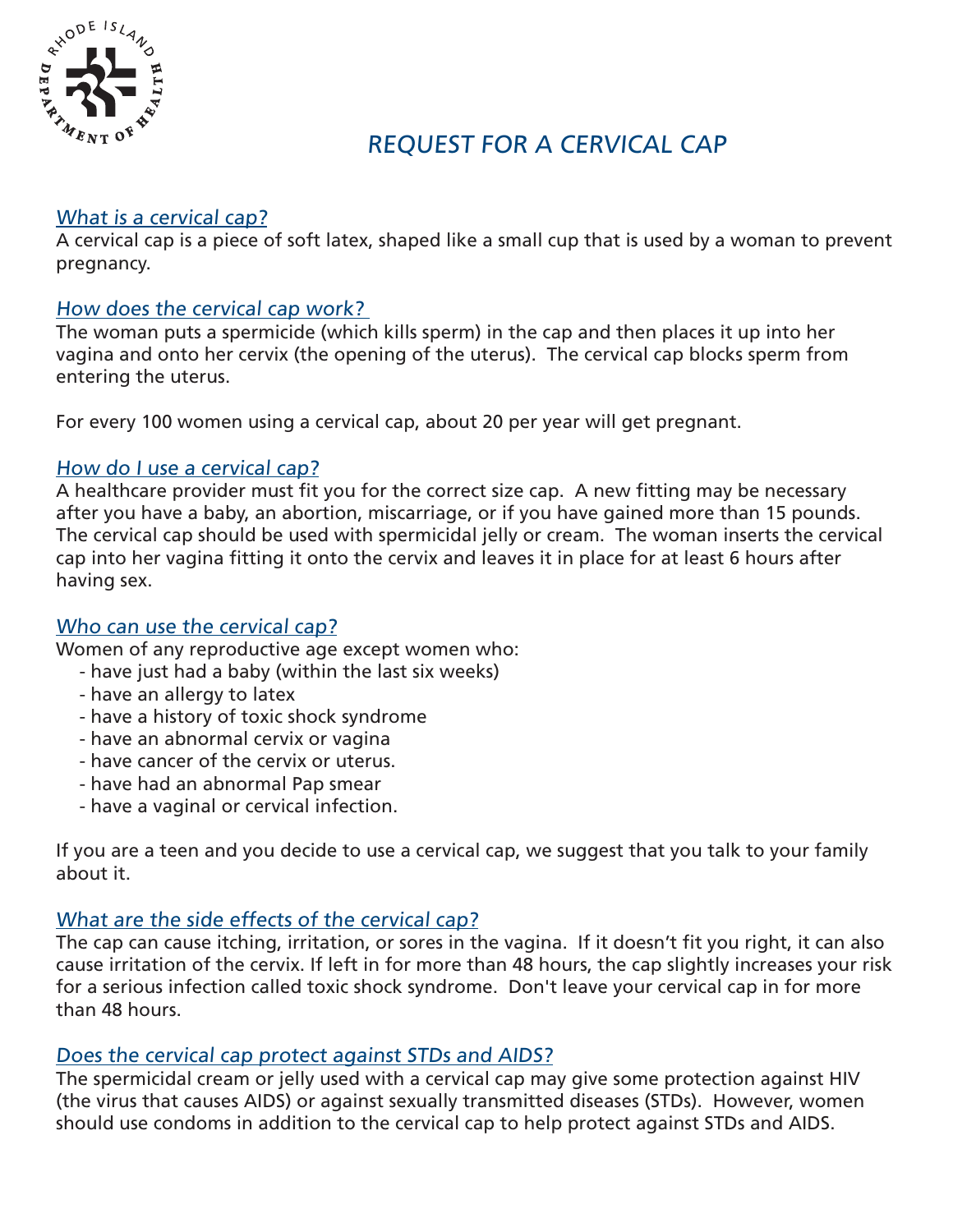# REQUEST FOR A CERVICAL CAP

## What is a cervical cap?

A cervical cap is a piece of soft latex, shaped like a small cup that is used by a woman to prevent pregnancy.

## How does the cervical cap work?

The woman puts a spermicide (which kills sperm) in the cap and then places it up into her vagina and onto her cervix (the opening of the uterus). The cervical cap blocks sperm from entering the uterus.

For every 100 women using a cervical cap, about 20 per year will get pregnant.

## How do I use a cervical cap?

A healthcare provider must fit you for the correct size cap. A new fitting may be necessary after you have a baby, an abortion, miscarriage, or if you have gained more than 15 pounds. The cervical cap should be used with spermicidal jelly or cream. The woman inserts the cervical cap into her vagina fitting it onto the cervix and leaves it in place for at least 6 hours after having sex.

## Who can use the cervical cap?

Women of any reproductive age except women who:

- have just had a baby (within the last six weeks)
- have an allergy to latex
- have a history of toxic shock syndrome
- have an abnormal cervix or vagina
- have cancer of the cervix or uterus.
- have had an abnormal Pap smear
- have a vaginal or cervical infection.

If you are a teen and you decide to use a cervical cap, we suggest that you talk to your family about it.

## What are the side effects of the cervical cap?

The cap can cause itching, irritation, or sores in the vagina. If it doesn't fit you right, it can also cause irritation of the cervix. If left in for more than 48 hours, the cap slightly increases your risk for a serious infection called toxic shock syndrome. Don't leave your cervical cap in for more than 48 hours.

## Does the cervical cap protect against STDs and AIDS?

The spermicidal cream or jelly used with a cervical cap may give some protection against HIV (the virus that causes AIDS) or against sexually transmitted diseases (STDs). However, women should use condoms in addition to the cervical cap to help protect against STDs and AIDS.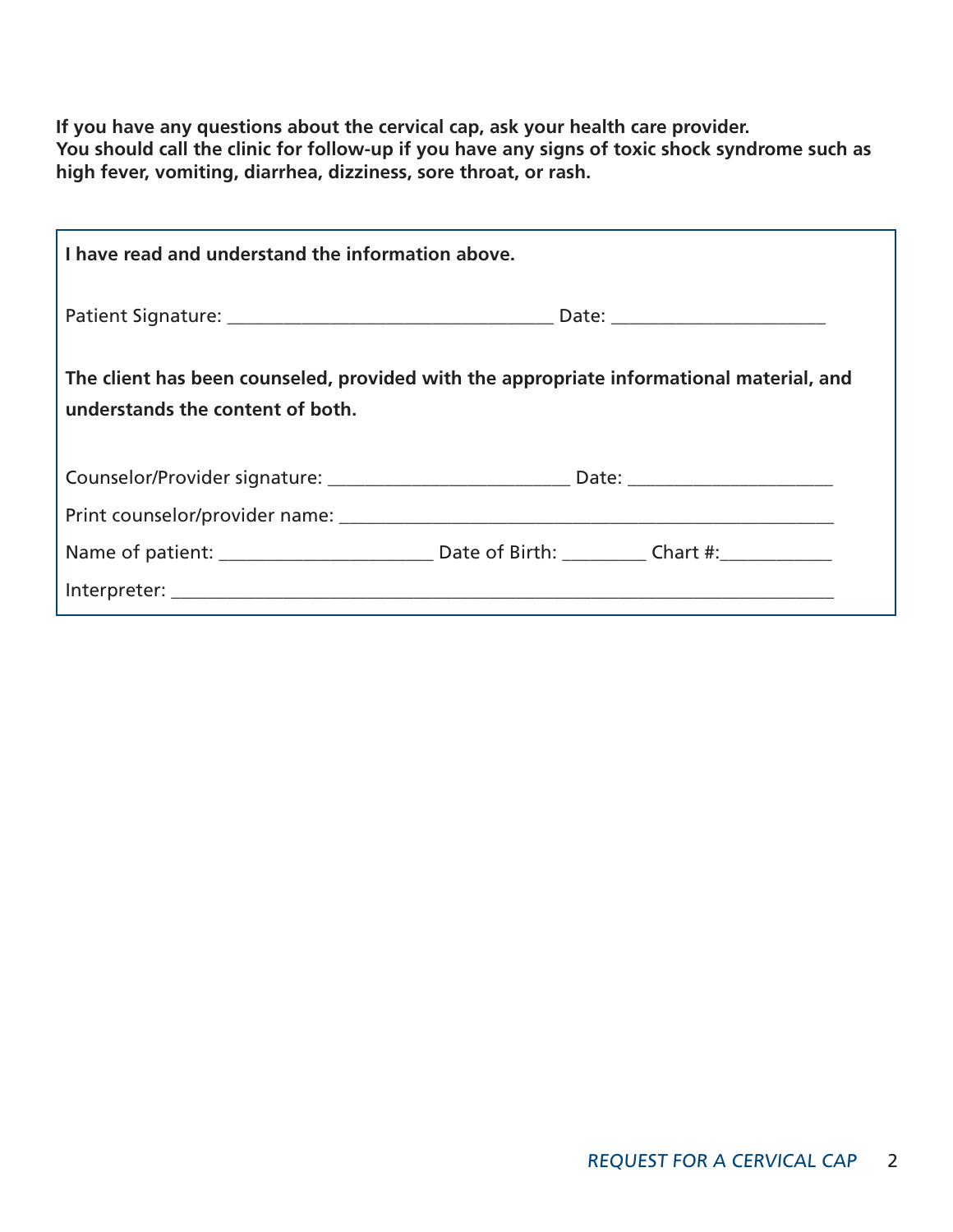**If you have any questions about the cervical cap, ask your health care provider.**
**You should call the clinic for follow-up if you have any signs of toxic shock syndrome such as high fever, vomiting, diarrhea, dizziness, sore throat, or rash.**

**I have read and understand the information above.**

Patient Signature: ___________________________________ Date: _______________________

**The client has been counseled, provided with the appropriate informational material, and understands the content of both.**

Counselor/Provider signature: __________________________ Date: _____________________

Print counselor/provider name: _____________________________________________________

Name of patient: ______________________ Date of Birth: _________ Chart #:____________

Interpreter: _____________________________________________________________________